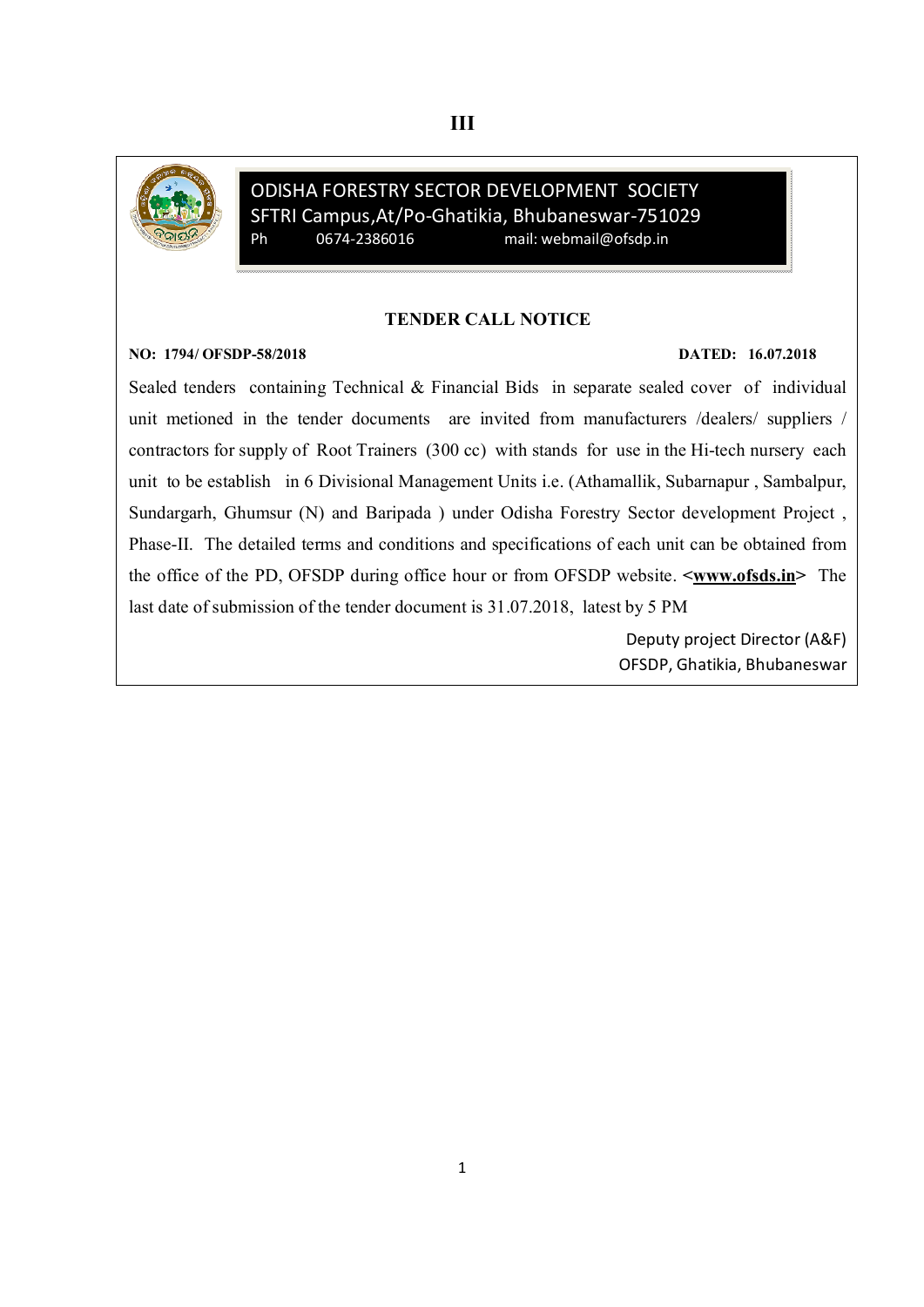III

**ODISHA FORESTRY SECTOR DEVELOPMENT SOCIETY**
SFTRI Campus,At/Po-Ghatikia, Bhubaneswar-751029
Ph 0674-2386016 mail: webmail@ofsdp.in

## TENDER CALL NOTICE

**NO: 1794/ OFSDP-58/2018** **DATED: 16.07.2018**

Sealed tenders containing Technical & Financial Bids in separate sealed cover of individual unit metioned in the tender documents are invited from manufacturers /dealers/ suppliers / contractors for supply of Root Trainers (300 cc) with stands for use in the Hi-tech nursery each unit to be establish in 6 Divisional Management Units i.e. (Athamallik, Subarnapur , Sambalpur, Sundargarh, Ghumsur (N) and Baripada ) under Odisha Forestry Sector development Project , Phase-II. The detailed terms and conditions and specifications of each unit can be obtained from the office of the PD, OFSDP during office hour or from OFSDP website. **<www.ofsds.in>** The last date of submission of the tender document is 31.07.2018, latest by 5 PM

Deputy project Director (A&F)
OFSDP, Ghatikia, Bhubaneswar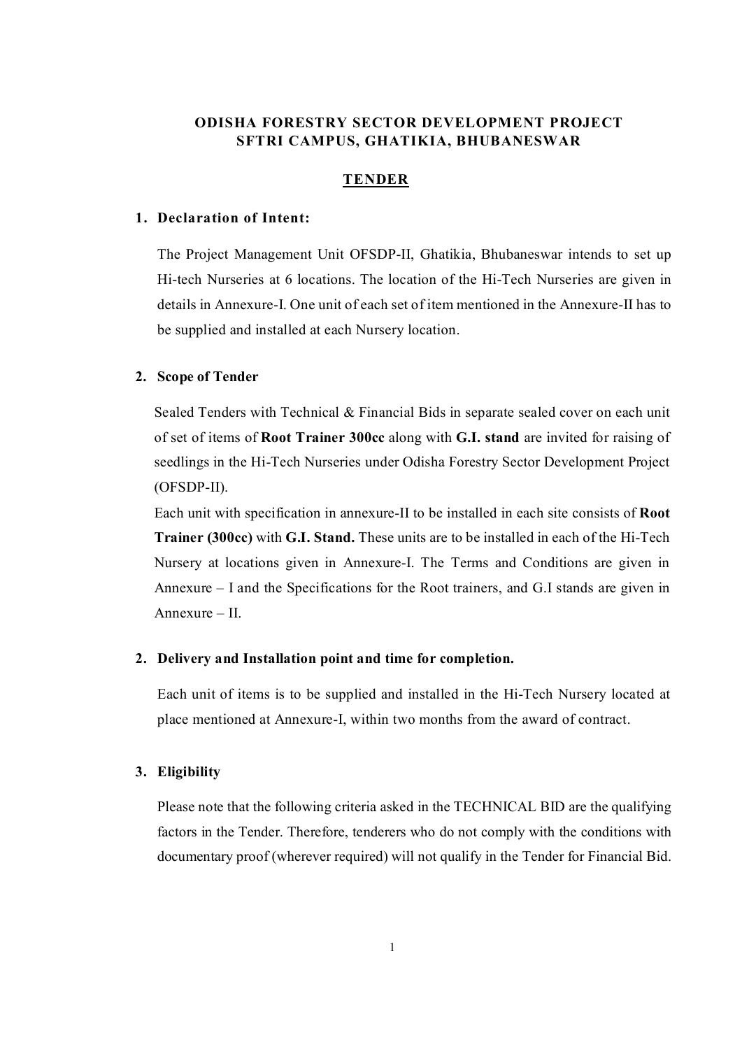**ODISHA FORESTRY SECTOR DEVELOPMENT PROJECT**
**SFTRI CAMPUS, GHATIKIA, BHUBANESWAR**

# TENDER

## 1. Declaration of Intent:

The Project Management Unit OFSDP-II, Ghatikia, Bhubaneswar intends to set up Hi-tech Nurseries at 6 locations. The location of the Hi-Tech Nurseries are given in details in Annexure-I. One unit of each set of item mentioned in the Annexure-II has to be supplied and installed at each Nursery location.

## 2. Scope of Tender

Sealed Tenders with Technical & Financial Bids in separate sealed cover on each unit of set of items of **Root Trainer 300cc** along with **G.I. stand** are invited for raising of seedlings in the Hi-Tech Nurseries under Odisha Forestry Sector Development Project (OFSDP-II).

Each unit with specification in annexure-II to be installed in each site consists of **Root Trainer (300cc)** with **G.I. Stand.** These units are to be installed in each of the Hi-Tech Nursery at locations given in Annexure-I. The Terms and Conditions are given in Annexure – I and the Specifications for the Root trainers, and G.I stands are given in Annexure – II.

## 2. Delivery and Installation point and time for completion.

Each unit of items is to be supplied and installed in the Hi-Tech Nursery located at place mentioned at Annexure-I, within two months from the award of contract.

## 3. Eligibility

Please note that the following criteria asked in the TECHNICAL BID are the qualifying factors in the Tender. Therefore, tenderers who do not comply with the conditions with documentary proof (wherever required) will not qualify in the Tender for Financial Bid.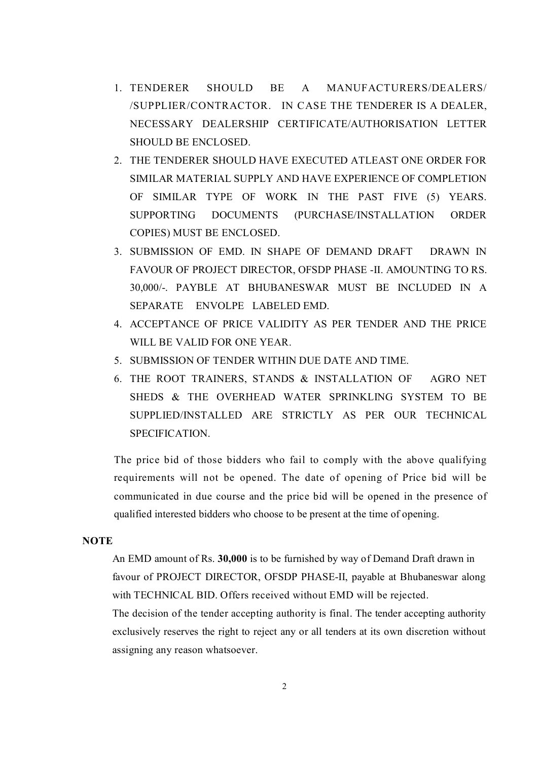1. TENDERER SHOULD BE A MANUFACTURERS/DEALERS/ /SUPPLIER/CONTRACTOR. IN CASE THE TENDERER IS A DEALER, NECESSARY DEALERSHIP CERTIFICATE/AUTHORISATION LETTER SHOULD BE ENCLOSED.
2. THE TENDERER SHOULD HAVE EXECUTED ATLEAST ONE ORDER FOR SIMILAR MATERIAL SUPPLY AND HAVE EXPERIENCE OF COMPLETION OF SIMILAR TYPE OF WORK IN THE PAST FIVE (5) YEARS. SUPPORTING DOCUMENTS (PURCHASE/INSTALLATION ORDER COPIES) MUST BE ENCLOSED.
3. SUBMISSION OF EMD. IN SHAPE OF DEMAND DRAFT DRAWN IN FAVOUR OF PROJECT DIRECTOR, OFSDP PHASE -II. AMOUNTING TO RS. 30,000/-. PAYBLE AT BHUBANESWAR MUST BE INCLUDED IN A SEPARATE ENVOLPE LABELED EMD.
4. ACCEPTANCE OF PRICE VALIDITY AS PER TENDER AND THE PRICE WILL BE VALID FOR ONE YEAR.
5. SUBMISSION OF TENDER WITHIN DUE DATE AND TIME.
6. THE ROOT TRAINERS, STANDS & INSTALLATION OF AGRO NET SHEDS & THE OVERHEAD WATER SPRINKLING SYSTEM TO BE SUPPLIED/INSTALLED ARE STRICTLY AS PER OUR TECHNICAL SPECIFICATION.

The price bid of those bidders who fail to comply with the above qualifying requirements will not be opened. The date of opening of Price bid will be communicated in due course and the price bid will be opened in the presence of qualified interested bidders who choose to be present at the time of opening.

**NOTE**

An EMD amount of Rs. **30,000** is to be furnished by way of Demand Draft drawn in favour of PROJECT DIRECTOR, OFSDP PHASE-II, payable at Bhubaneswar along with TECHNICAL BID. Offers received without EMD will be rejected.

The decision of the tender accepting authority is final. The tender accepting authority exclusively reserves the right to reject any or all tenders at its own discretion without assigning any reason whatsoever.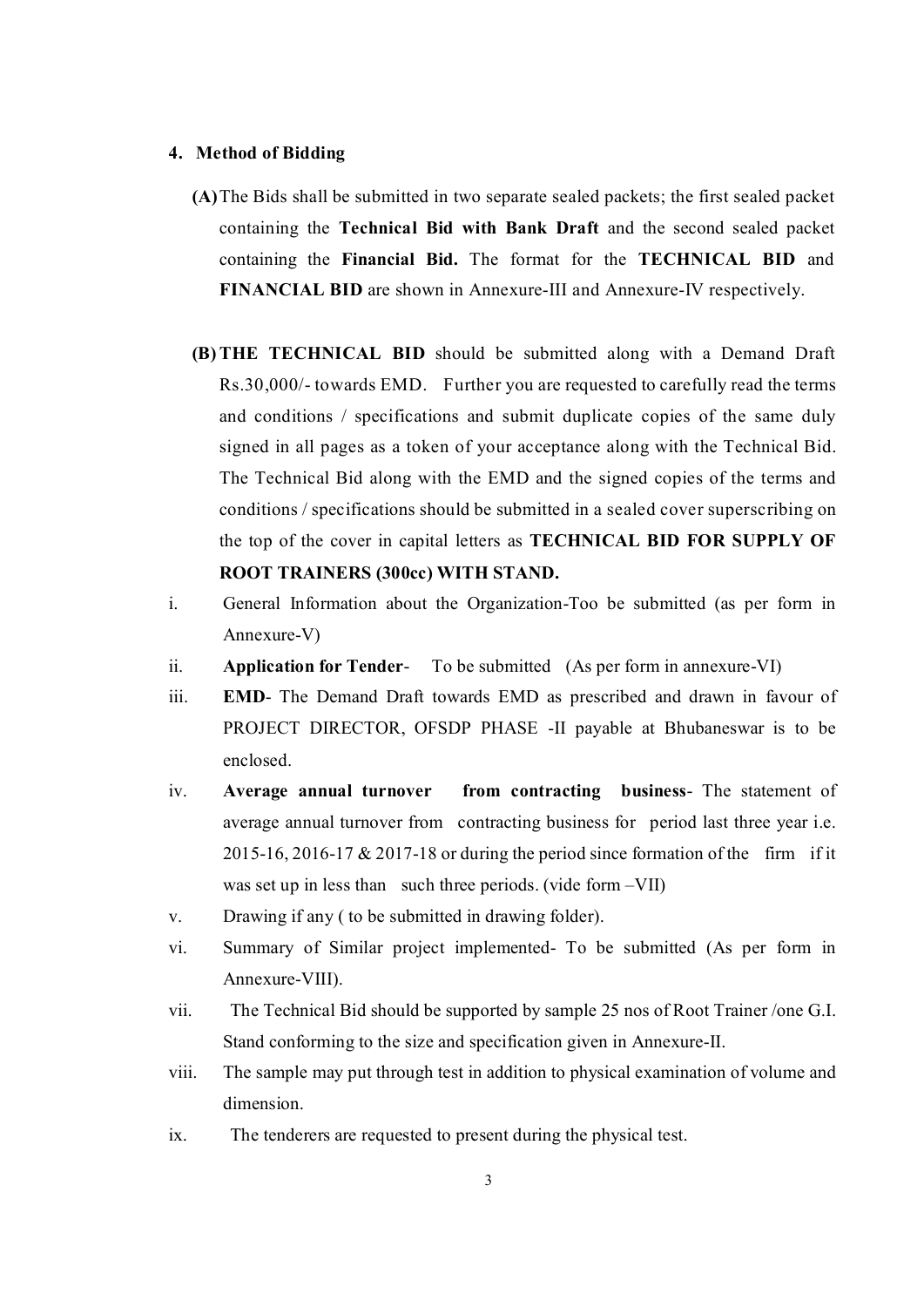## 4. Method of Bidding

**(A)** The Bids shall be submitted in two separate sealed packets; the first sealed packet containing the **Technical Bid with Bank Draft** and the second sealed packet containing the **Financial Bid.** The format for the **TECHNICAL BID** and **FINANCIAL BID** are shown in Annexure-III and Annexure-IV respectively.

**(B) THE TECHNICAL BID** should be submitted along with a Demand Draft Rs.30,000/- towards EMD. Further you are requested to carefully read the terms and conditions / specifications and submit duplicate copies of the same duly signed in all pages as a token of your acceptance along with the Technical Bid. The Technical Bid along with the EMD and the signed copies of the terms and conditions / specifications should be submitted in a sealed cover superscribing on the top of the cover in capital letters as **TECHNICAL BID FOR SUPPLY OF ROOT TRAINERS (300cc) WITH STAND.**

i. General Information about the Organization-Too be submitted (as per form in Annexure-V)

ii. **Application for Tender**- To be submitted (As per form in annexure-VI)

iii. **EMD**- The Demand Draft towards EMD as prescribed and drawn in favour of PROJECT DIRECTOR, OFSDP PHASE -II payable at Bhubaneswar is to be enclosed.

iv. **Average annual turnover from contracting business**- The statement of average annual turnover from contracting business for period last three year i.e. 2015-16, 2016-17 & 2017-18 or during the period since formation of the firm if it was set up in less than such three periods. (vide form –VII)

v. Drawing if any ( to be submitted in drawing folder).

vi. Summary of Similar project implemented- To be submitted (As per form in Annexure-VIII).

vii. The Technical Bid should be supported by sample 25 nos of Root Trainer /one G.I. Stand conforming to the size and specification given in Annexure-II.

viii. The sample may put through test in addition to physical examination of volume and dimension.

ix. The tenderers are requested to present during the physical test.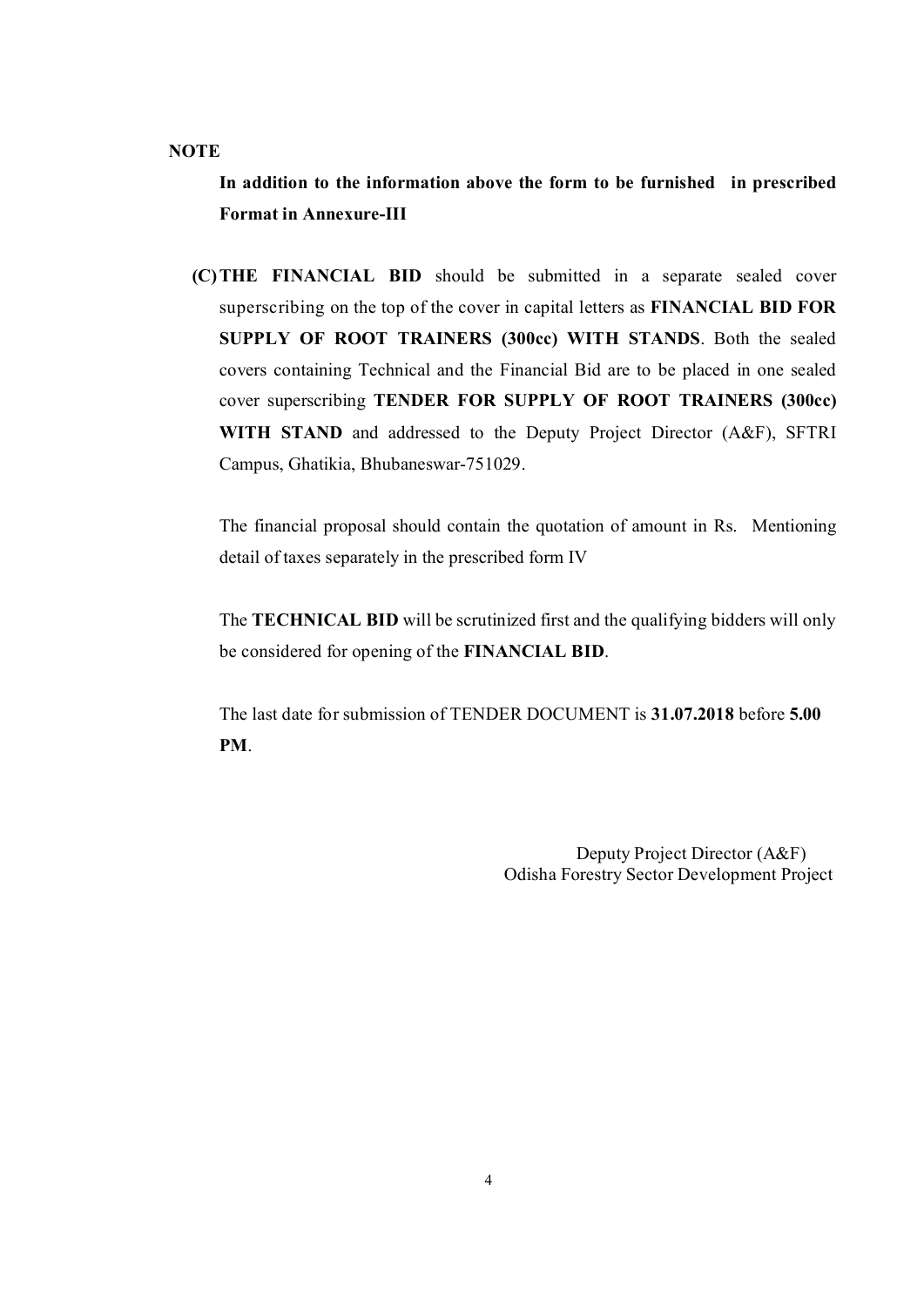**NOTE**

**In addition to the information above the form to be furnished in prescribed Format in Annexure-III**

**(C) THE FINANCIAL BID** should be submitted in a separate sealed cover superscribing on the top of the cover in capital letters as **FINANCIAL BID FOR SUPPLY OF ROOT TRAINERS (300cc) WITH STANDS**. Both the sealed covers containing Technical and the Financial Bid are to be placed in one sealed cover superscribing **TENDER FOR SUPPLY OF ROOT TRAINERS (300cc) WITH STAND** and addressed to the Deputy Project Director (A&F), SFTRI Campus, Ghatikia, Bhubaneswar-751029.

The financial proposal should contain the quotation of amount in Rs. Mentioning detail of taxes separately in the prescribed form IV

The **TECHNICAL BID** will be scrutinized first and the qualifying bidders will only be considered for opening of the **FINANCIAL BID**.

The last date for submission of TENDER DOCUMENT is **31.07.2018** before **5.00 PM**.

Deputy Project Director (A&F)
Odisha Forestry Sector Development Project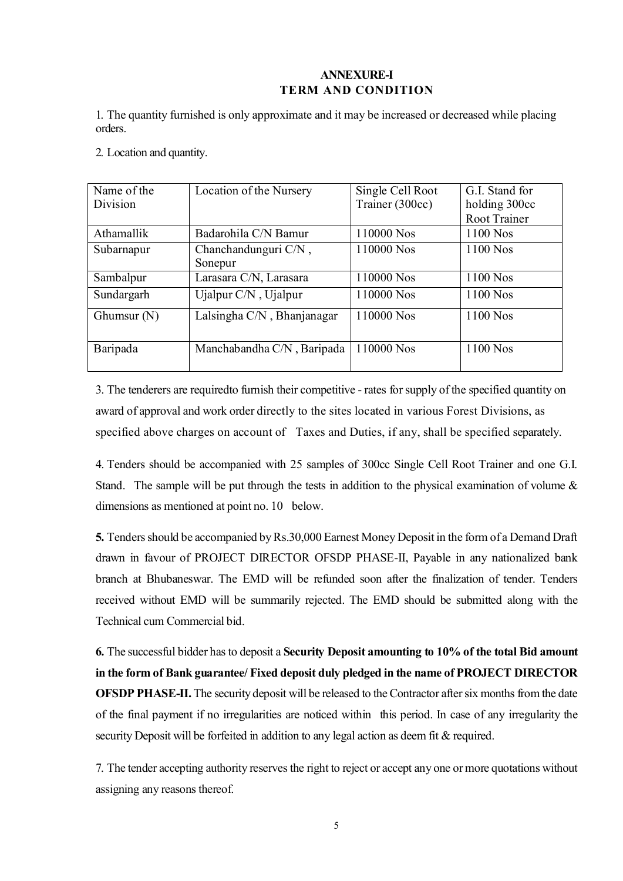**ANNEXURE-I**

**TERM AND CONDITION**

1. The quantity furnished is only approximate and it may be increased or decreased while placing orders.

2. Location and quantity.

| Name of the Division | Location of the Nursery | Single Cell Root Trainer (300cc) | G.I. Stand for holding 300cc Root Trainer |
|---|---|---|---|
| Athamallik | Badarohila C/N Bamur | 110000 Nos | 1100 Nos |
| Subarnapur | Chanchandunguri C/N , Sonepur | 110000 Nos | 1100 Nos |
| Sambalpur | Larasara C/N, Larasara | 110000 Nos | 1100 Nos |
| Sundargarh | Ujalpur C/N , Ujalpur | 110000 Nos | 1100 Nos |
| Ghumsur (N) | Lalsingha C/N , Bhanjanagar | 110000 Nos | 1100 Nos |
| Baripada | Manchabandha C/N , Baripada | 110000 Nos | 1100 Nos |

3. The tenderers are requiredto furnish their competitive - rates for supply of the specified quantity on award of approval and work order directly to the sites located in various Forest Divisions, as specified above charges on account of Taxes and Duties, if any, shall be specified separately.

4. Tenders should be accompanied with 25 samples of 300cc Single Cell Root Trainer and one G.I. Stand. The sample will be put through the tests in addition to the physical examination of volume & dimensions as mentioned at point no. 10 below.

**5.** Tenders should be accompanied by Rs.30,000 Earnest Money Deposit in the form of a Demand Draft drawn in favour of PROJECT DIRECTOR OFSDP PHASE-II, Payable in any nationalized bank branch at Bhubaneswar. The EMD will be refunded soon after the finalization of tender. Tenders received without EMD will be summarily rejected. The EMD should be submitted along with the Technical cum Commercial bid.

**6.** The successful bidder has to deposit a **Security Deposit amounting to 10% of the total Bid amount in the form of Bank guarantee/ Fixed deposit duly pledged in the name of PROJECT DIRECTOR OFSDP PHASE-II.** The security deposit will be released to the Contractor after six months from the date of the final payment if no irregularities are noticed within this period. In case of any irregularity the security Deposit will be forfeited in addition to any legal action as deem fit & required.

7. The tender accepting authority reserves the right to reject or accept any one or more quotations without assigning any reasons thereof.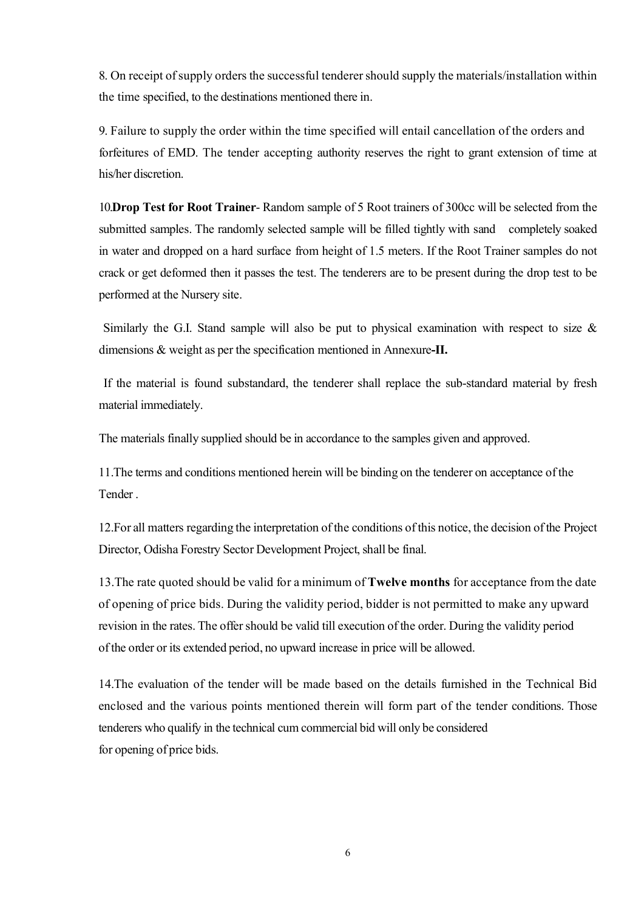8. On receipt of supply orders the successful tenderer should supply the materials/installation within the time specified, to the destinations mentioned there in.

9. Failure to supply the order within the time specified will entail cancellation of the orders and forfeitures of EMD. The tender accepting authority reserves the right to grant extension of time at his/her discretion.

10.**Drop Test for Root Trainer**- Random sample of 5 Root trainers of 300cc will be selected from the submitted samples. The randomly selected sample will be filled tightly with sand completely soaked in water and dropped on a hard surface from height of 1.5 meters. If the Root Trainer samples do not crack or get deformed then it passes the test. The tenderers are to be present during the drop test to be performed at the Nursery site.

Similarly the G.I. Stand sample will also be put to physical examination with respect to size & dimensions & weight as per the specification mentioned in Annexure**-II.**

If the material is found substandard, the tenderer shall replace the sub-standard material by fresh material immediately.

The materials finally supplied should be in accordance to the samples given and approved.

11.The terms and conditions mentioned herein will be binding on the tenderer on acceptance of the Tender .

12.For all matters regarding the interpretation of the conditions of this notice, the decision of the Project Director, Odisha Forestry Sector Development Project, shall be final.

13.The rate quoted should be valid for a minimum of **Twelve months** for acceptance from the date of opening of price bids. During the validity period, bidder is not permitted to make any upward revision in the rates. The offer should be valid till execution of the order. During the validity period of the order or its extended period, no upward increase in price will be allowed.

14.The evaluation of the tender will be made based on the details furnished in the Technical Bid enclosed and the various points mentioned therein will form part of the tender conditions. Those tenderers who qualify in the technical cum commercial bid will only be considered for opening of price bids.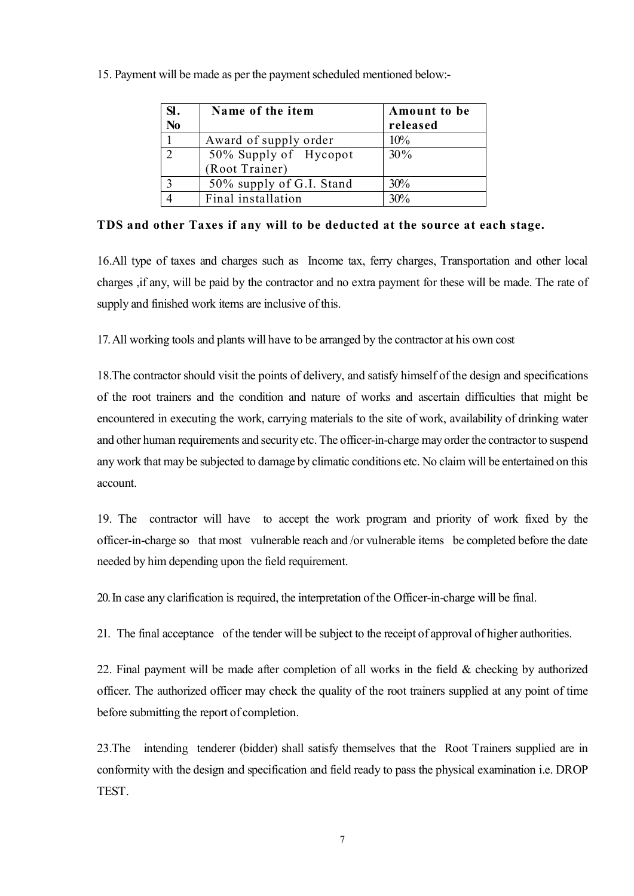15. Payment will be made as per the payment scheduled mentioned below:-

| Sl. No | Name of the item | Amount to be released |
|---|---|---|
| 1 | Award of supply order | 10% |
| 2 | 50% Supply of Hycopot (Root Trainer) | 30% |
| 3 | 50% supply of G.I. Stand | 30% |
| 4 | Final installation | 30% |

**TDS and other Taxes if any will to be deducted at the source at each stage.**

16.All type of taxes and charges such as Income tax, ferry charges, Transportation and other local charges ,if any, will be paid by the contractor and no extra payment for these will be made. The rate of supply and finished work items are inclusive of this.

17.All working tools and plants will have to be arranged by the contractor at his own cost

18.The contractor should visit the points of delivery, and satisfy himself of the design and specifications of the root trainers and the condition and nature of works and ascertain difficulties that might be encountered in executing the work, carrying materials to the site of work, availability of drinking water and other human requirements and security etc. The officer-in-charge may order the contractor to suspend any work that may be subjected to damage by climatic conditions etc. No claim will be entertained on this account.

19. The contractor will have to accept the work program and priority of work fixed by the officer-in-charge so that most vulnerable reach and /or vulnerable items be completed before the date needed by him depending upon the field requirement.

20.In case any clarification is required, the interpretation of the Officer-in-charge will be final.

21. The final acceptance of the tender will be subject to the receipt of approval of higher authorities.

22. Final payment will be made after completion of all works in the field & checking by authorized officer. The authorized officer may check the quality of the root trainers supplied at any point of time before submitting the report of completion.

23.The intending tenderer (bidder) shall satisfy themselves that the Root Trainers supplied are in conformity with the design and specification and field ready to pass the physical examination i.e. DROP TEST.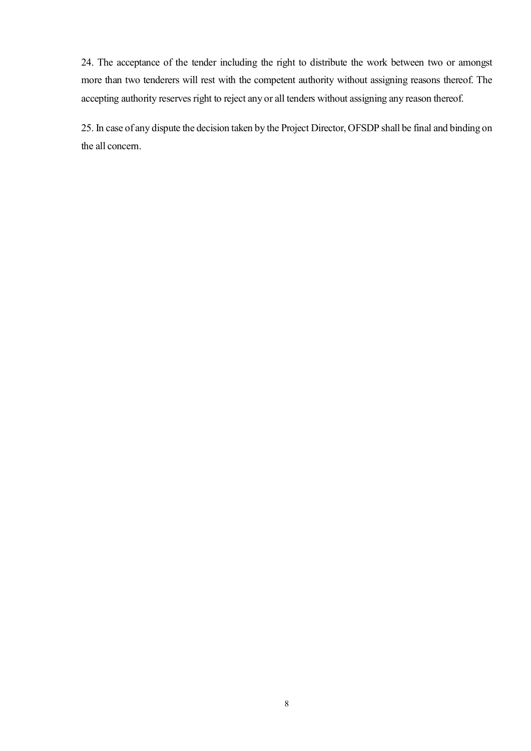24. The acceptance of the tender including the right to distribute the work between two or amongst more than two tenderers will rest with the competent authority without assigning reasons thereof. The accepting authority reserves right to reject any or all tenders without assigning any reason thereof.

25. In case of any dispute the decision taken by the Project Director, OFSDP shall be final and binding on the all concern.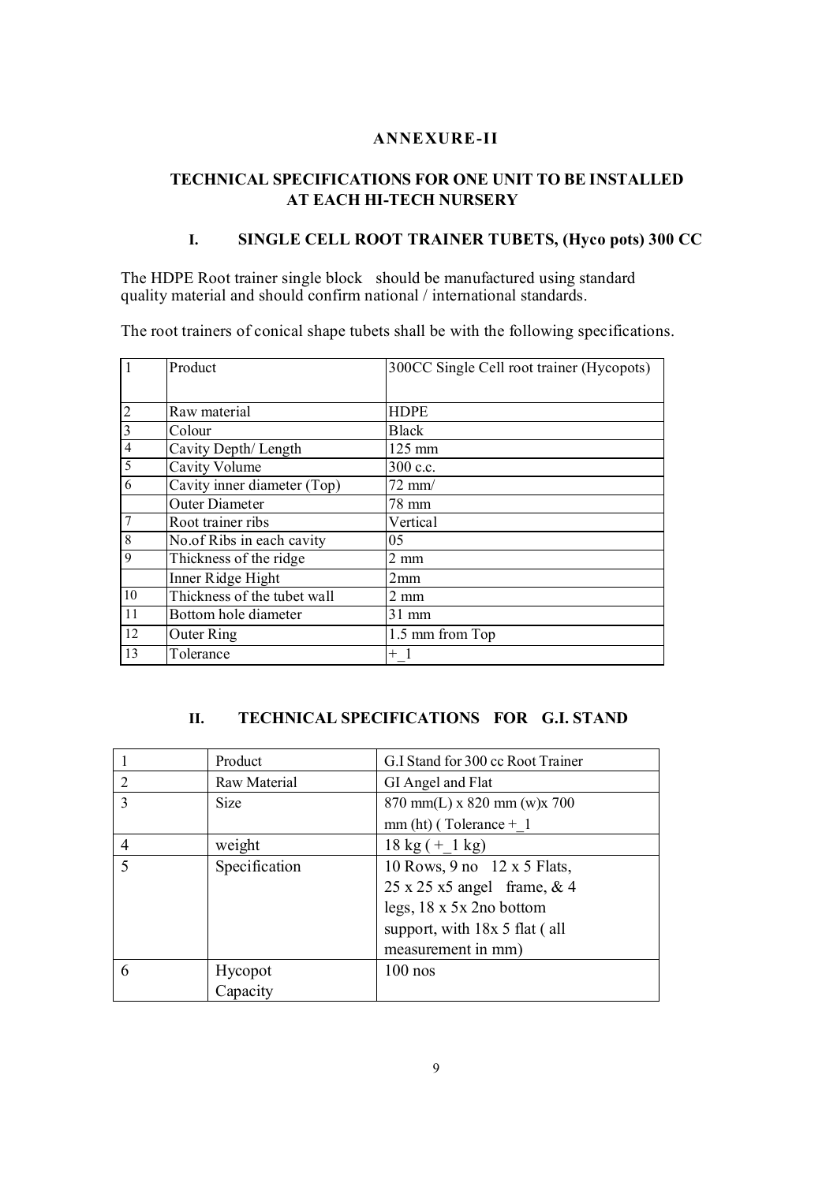# ANNEXURE-II

## TECHNICAL SPECIFICATIONS FOR ONE UNIT TO BE INSTALLED AT EACH HI-TECH NURSERY

### I. SINGLE CELL ROOT TRAINER TUBETS, (Hyco pots) 300 CC

The HDPE Root trainer single block should be manufactured using standard quality material and should confirm national / international standards.

The root trainers of conical shape tubets shall be with the following specifications.

| | | |
|---|---|---|
| 1 | Product | 300CC Single Cell root trainer (Hycopots) |
| 2 | Raw material | HDPE |
| 3 | Colour | Black |
| 4 | Cavity Depth/ Length | 125 mm |
| 5 | Cavity Volume | 300 c.c. |
| 6 | Cavity inner diameter (Top) | 72 mm/ |
| | Outer Diameter | 78 mm |
| 7 | Root trainer ribs | Vertical |
| 8 | No.of Ribs in each cavity | 05 |
| 9 | Thickness of the ridge | 2 mm |
| | Inner Ridge Hight | 2mm |
| 10 | Thickness of the tubet wall | 2 mm |
| 11 | Bottom hole diameter | 31 mm |
| 12 | Outer Ring | 1.5 mm from Top |
| 13 | Tolerance | +_1 |

### II. TECHNICAL SPECIFICATIONS FOR G.I. STAND

| | | |
|---|---|---|
| 1 | Product | G.I Stand for 300 cc Root Trainer |
| 2 | Raw Material | GI Angel and Flat |
| 3 | Size | 870 mm(L) x 820 mm (w)x 700 mm (ht) ( Tolerance +_1 |
| 4 | weight | 18 kg ( +_1 kg) |
| 5 | Specification | 10 Rows, 9 no 12 x 5 Flats, 25 x 25 x5 angel frame, & 4 legs, 18 x 5x 2no bottom support, with 18x 5 flat ( all measurement in mm) |
| 6 | Hycopot Capacity | 100 nos |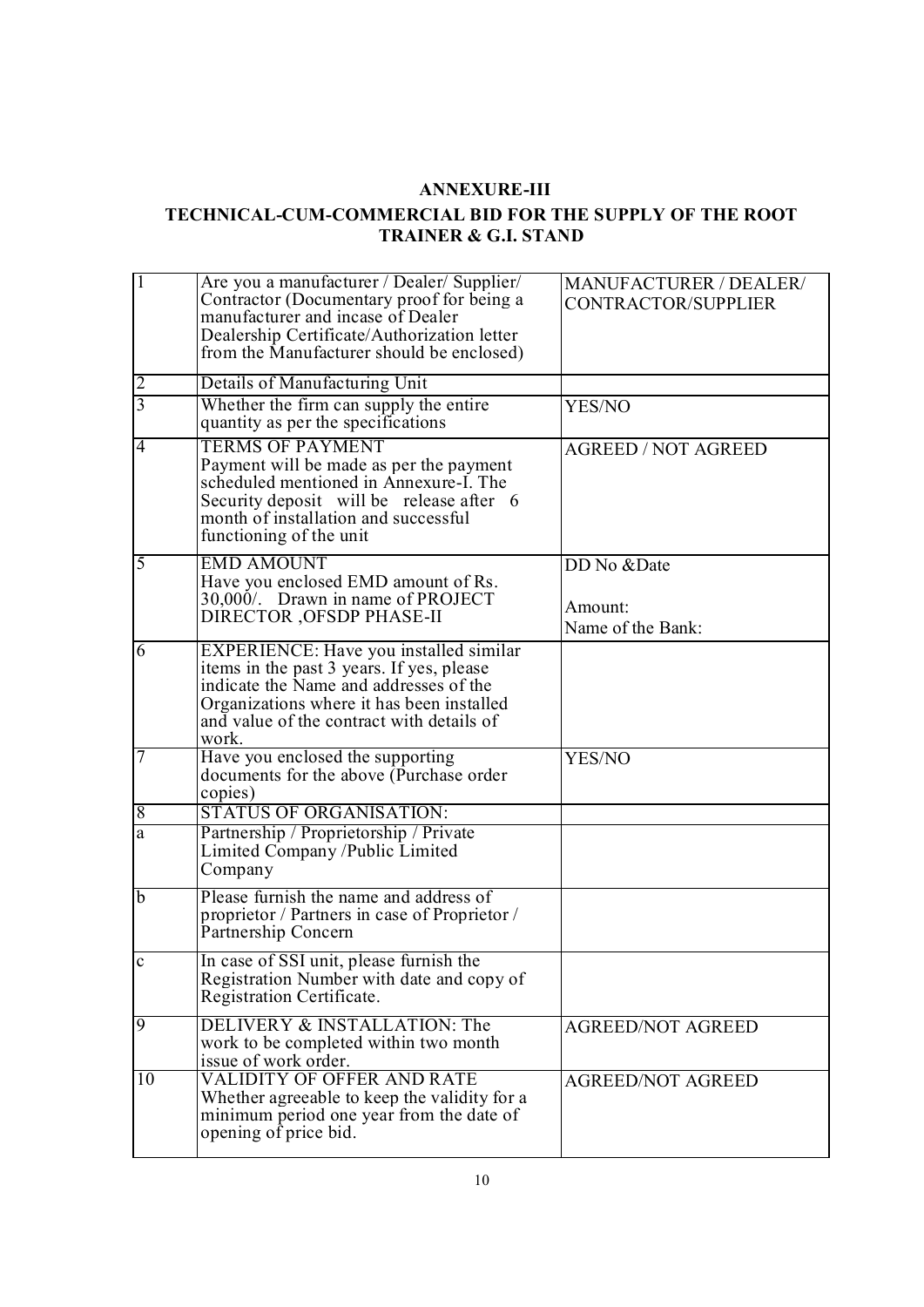## ANNEXURE-III

## TECHNICAL-CUM-COMMERCIAL BID FOR THE SUPPLY OF THE ROOT TRAINER & G.I. STAND

| | | |
|---|---|---|
| 1 | Are you a manufacturer / Dealer/ Supplier/ Contractor (Documentary proof for being a manufacturer and incase of Dealer Dealership Certificate/Authorization letter from the Manufacturer should be enclosed) | MANUFACTURER / DEALER/ CONTRACTOR/SUPPLIER |
| 2 | Details of Manufacturing Unit | |
| 3 | Whether the firm can supply the entire quantity as per the specifications | YES/NO |
| 4 | TERMS OF PAYMENT<br>Payment will be made as per the payment scheduled mentioned in Annexure-I. The Security deposit will be release after 6 month of installation and successful functioning of the unit | AGREED / NOT AGREED |
| 5 | EMD AMOUNT<br>Have you enclosed EMD amount of Rs. 30,000/. Drawn in name of PROJECT DIRECTOR ,OFSDP PHASE-II | DD No &Date<br><br>Amount:<br>Name of the Bank: |
| 6 | EXPERIENCE: Have you installed similar items in the past 3 years. If yes, please indicate the Name and addresses of the Organizations where it has been installed and value of the contract with details of work. | |
| 7 | Have you enclosed the supporting documents for the above (Purchase order copies) | YES/NO |
| 8 | STATUS OF ORGANISATION: | |
| a | Partnership / Proprietorship / Private Limited Company /Public Limited Company | |
| b | Please furnish the name and address of proprietor / Partners in case of Proprietor / Partnership Concern | |
| c | In case of SSI unit, please furnish the Registration Number with date and copy of Registration Certificate. | |
| 9 | DELIVERY & INSTALLATION: The work to be completed within two month issue of work order. | AGREED/NOT AGREED |
| 10 | VALIDITY OF OFFER AND RATE<br>Whether agreeable to keep the validity for a minimum period one year from the date of opening of price bid. | AGREED/NOT AGREED |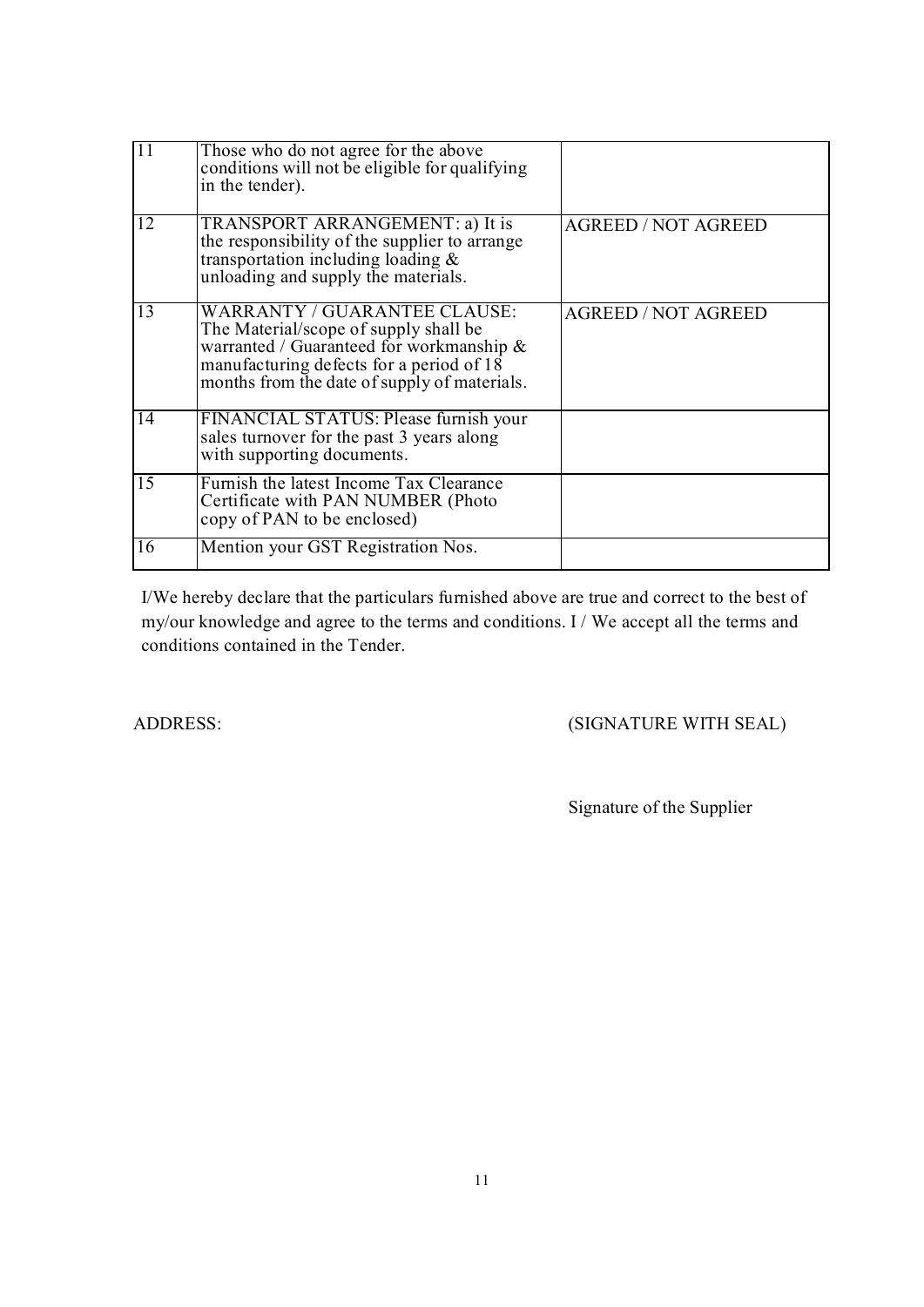| | | |
|---|---|---|
| 11 | Those who do not agree for the above conditions will not be eligible for qualifying in the tender). | |
| 12 | TRANSPORT ARRANGEMENT: a) It is the responsibility of the supplier to arrange transportation including loading & unloading and supply the materials. | AGREED / NOT AGREED |
| 13 | WARRANTY / GUARANTEE CLAUSE: The Material/scope of supply shall be warranted / Guaranteed for workmanship & manufacturing defects for a period of 18 months from the date of supply of materials. | AGREED / NOT AGREED |
| 14 | FINANCIAL STATUS: Please furnish your sales turnover for the past 3 years along with supporting documents. | |
| 15 | Furnish the latest Income Tax Clearance Certificate with PAN NUMBER (Photo copy of PAN to be enclosed) | |
| 16 | Mention your GST Registration Nos. | |

I/We hereby declare that the particulars furnished above are true and correct to the best of my/our knowledge and agree to the terms and conditions. I / We accept all the terms and conditions contained in the Tender.

ADDRESS:

(SIGNATURE WITH SEAL)

Signature of the Supplier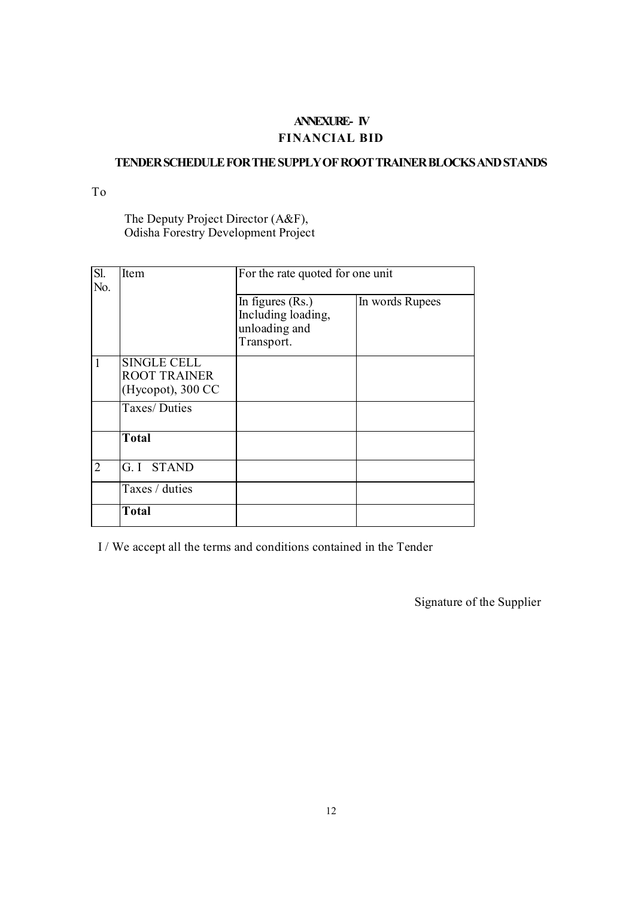# ANNEXURE- IV

## FINANCIAL BID

### TENDER SCHEDULE FOR THE SUPPLY OF ROOT TRAINER BLOCKS AND STANDS

To

The Deputy Project Director (A&F),
Odisha Forestry Development Project

| Sl. No. | Item | For the rate quoted for one unit | |
|---|---|---|---|
| | | In figures (Rs.) Including loading, unloading and Transport. | In words Rupees |
| 1 | SINGLE CELL ROOT TRAINER (Hycopot), 300 CC | | |
| | Taxes/ Duties | | |
| | **Total** | | |
| 2 | G. I STAND | | |
| | Taxes / duties | | |
| | **Total** | | |

I / We accept all the terms and conditions contained in the Tender

Signature of the Supplier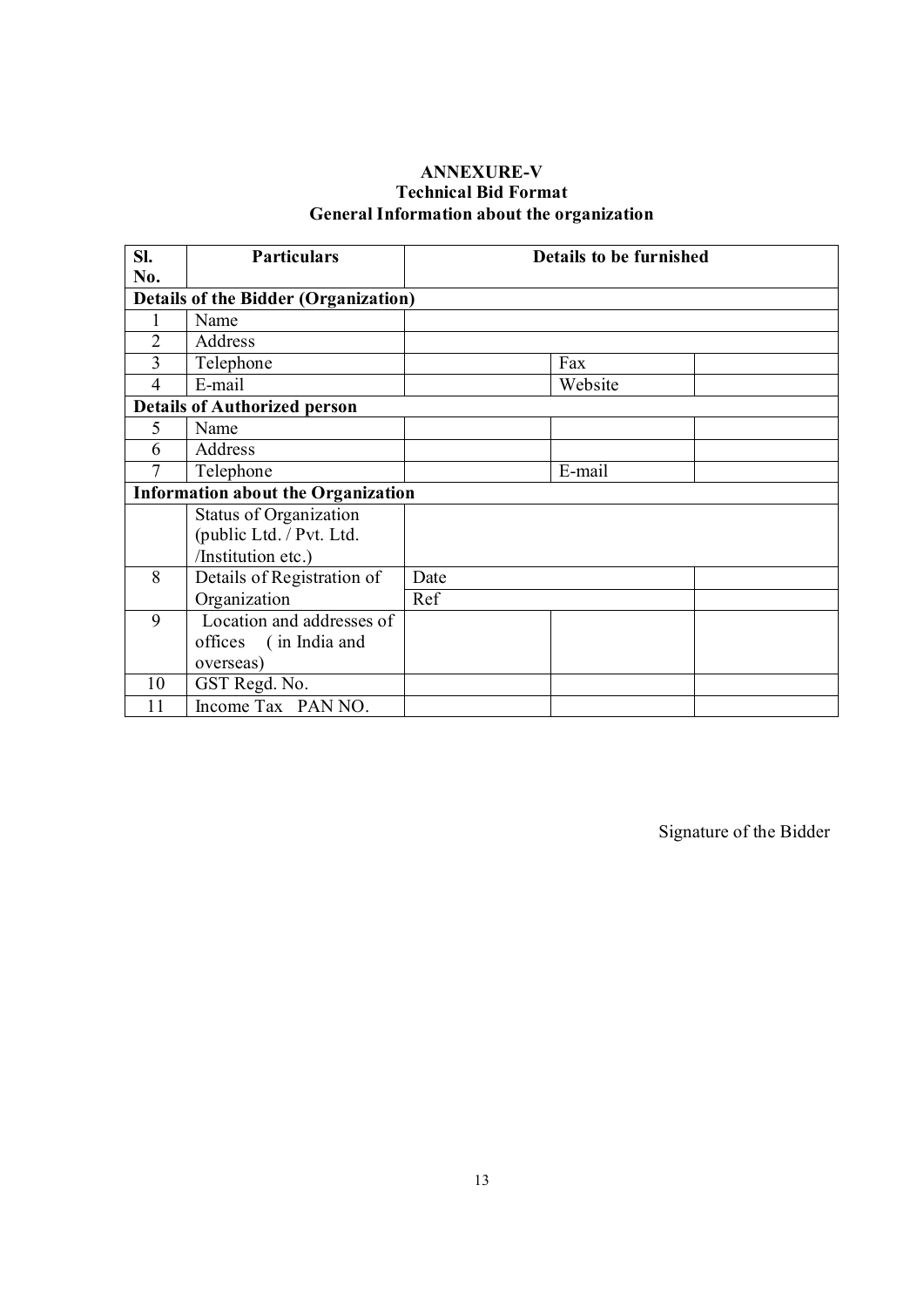**ANNEXURE-V**
**Technical Bid Format**
**General Information about the organization**

| Sl. No. | Particulars | Details to be furnished | | |
|---|---|---|---|---|
| **Details of the Bidder (Organization)** | | | | |
| 1 | Name | | | |
| 2 | Address | | | |
| 3 | Telephone | | Fax | |
| 4 | E-mail | | Website | |
| **Details of Authorized person** | | | | |
| 5 | Name | | | |
| 6 | Address | | | |
| 7 | Telephone | | E-mail | |
| **Information about the Organization** | | | | |
| | Status of Organization (public Ltd. / Pvt. Ltd. /Institution etc.) | | | |
| 8 | Details of Registration of Organization | Date | | |
| | | Ref | | |
| 9 | Location and addresses of offices ( in India and overseas) | | | |
| 10 | GST Regd. No. | | | |
| 11 | Income Tax PAN NO. | | | |

Signature of the Bidder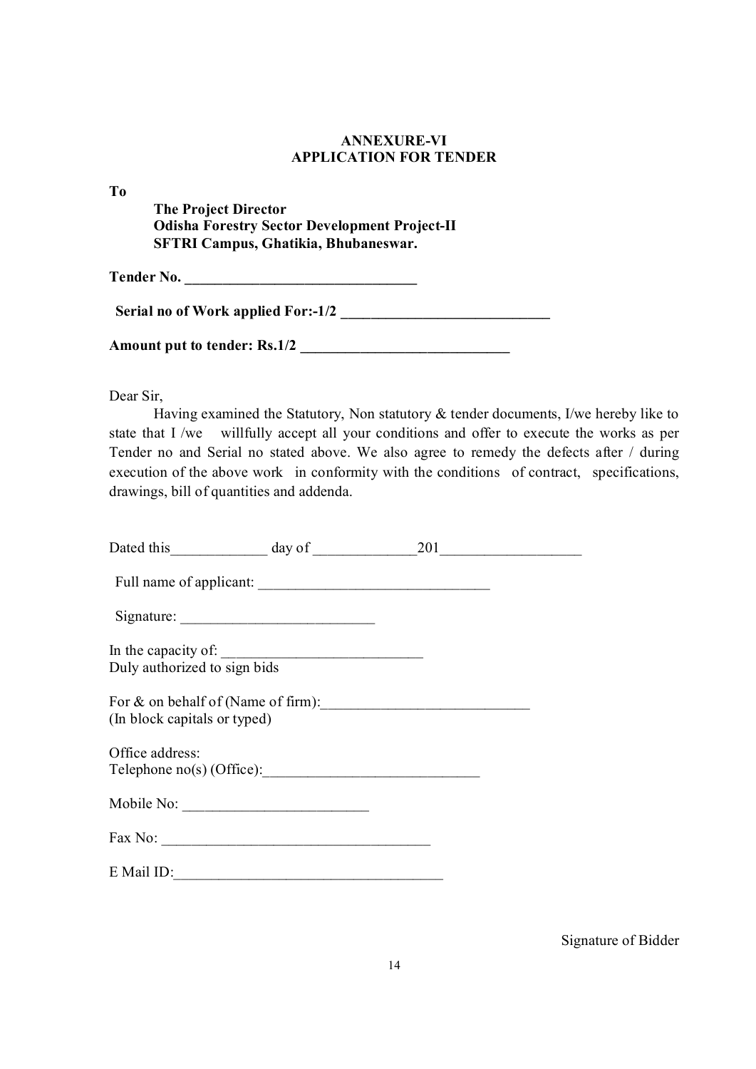**ANNEXURE-VI**
**APPLICATION FOR TENDER**

**To**

**The Project Director**
**Odisha Forestry Sector Development Project-II**
**SFTRI Campus, Ghatikia, Bhubaneswar.**

**Tender No. _______________________________**

**Serial no of Work applied For:-1/2 ____________________________**

**Amount put to tender: Rs.1/2 ____________________________**

Dear Sir,

Having examined the Statutory, Non statutory & tender documents, I/we hereby like to state that I /we willfully accept all your conditions and offer to execute the works as per Tender no and Serial no stated above. We also agree to remedy the defects after / during execution of the above work in conformity with the conditions of contract, specifications, drawings, bill of quantities and addenda.

Dated this_____________ day of ______________201___________________

Full name of applicant: _______________________________

Signature: __________________________

In the capacity of: ___________________________
Duly authorized to sign bids

For & on behalf of (Name of firm):____________________________
(In block capitals or typed)

Office address:
Telephone no(s) (Office):_____________________________

Mobile No: ________________________

Fax No: ___________________________________

E Mail ID:____________________________________

Signature of Bidder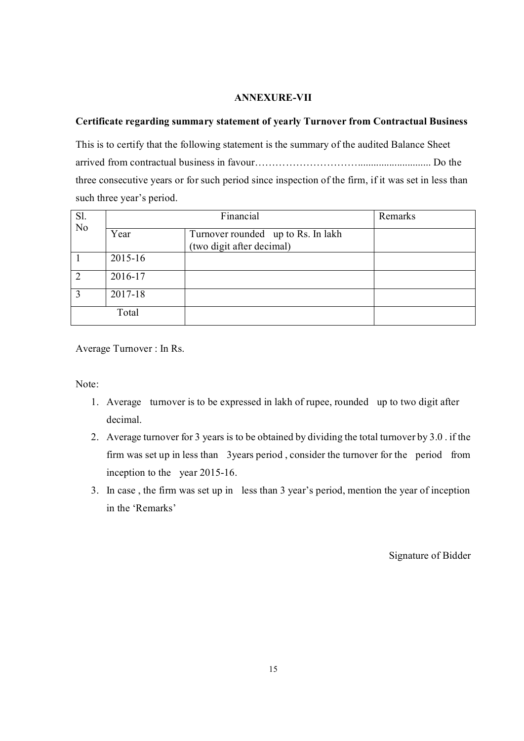**ANNEXURE-VII**

**Certificate regarding summary statement of yearly Turnover from Contractual Business**

This is to certify that the following statement is the summary of the audited Balance Sheet arrived from contractual business in favour………………………….......................... Do the three consecutive years or for such period since inspection of the firm, if it was set in less than such three year's period.

| Sl. No | Financial | | Remarks |
|---|---|---|---|
| | Year | Turnover rounded up to Rs. In lakh (two digit after decimal) | |
| 1 | 2015-16 | | |
| 2 | 2016-17 | | |
| 3 | 2017-18 | | |
| Total | | | |

Average Turnover : In Rs.

Note:

1. Average turnover is to be expressed in lakh of rupee, rounded up to two digit after decimal.
2. Average turnover for 3 years is to be obtained by dividing the total turnover by 3.0 . if the firm was set up in less than 3years period , consider the turnover for the period from inception to the year 2015-16.
3. In case , the firm was set up in less than 3 year's period, mention the year of inception in the 'Remarks'

Signature of Bidder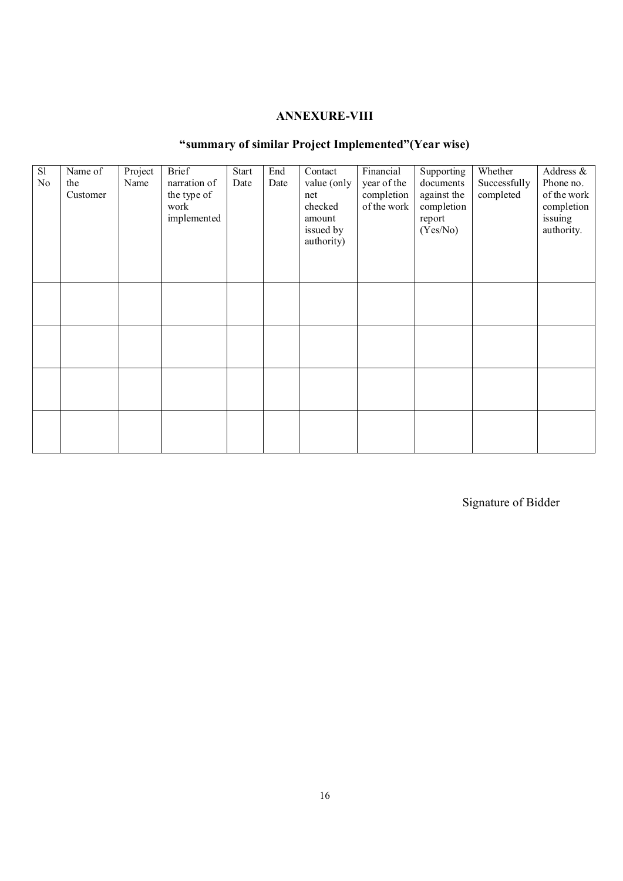## ANNEXURE-VIII

### "summary of similar Project Implemented"(Year wise)

| Sl No | Name of the Customer | Project Name | Brief narration of the type of work implemented | Start Date | End Date | Contact value (only net checked amount issued by authority) | Financial year of the completion of the work | Supporting documents against the completion report (Yes/No) | Whether Successfully completed | Address & Phone no. of the work completion issuing authority. |
|---|---|---|---|---|---|---|---|---|---|---|
| | | | | | | | | | | |
| | | | | | | | | | | |
| | | | | | | | | | | |
| | | | | | | | | | | |

Signature of Bidder